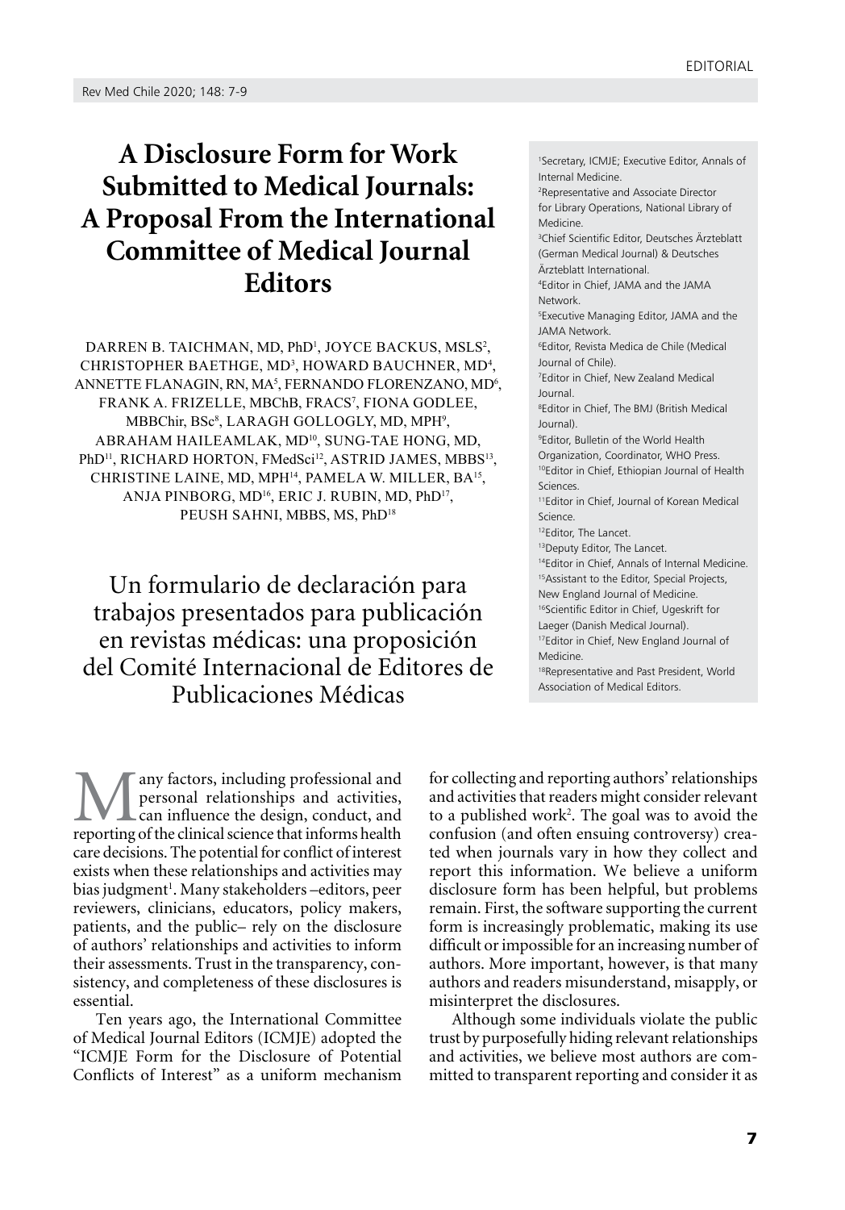# A Disclosure Form for Work Submitted to Medical Journals: A Proposal From the International Committee of Medical Journal Editors

DARREN B. TAICHMAN, MD, PhD[1], JOYCE BACKUS, MSLS[2], CHRISTOPHER BAETHGE, MD[3], HOWARD BAUCHNER, MD[4], ANNETTE FLANAGIN, RN, MA[5], FERNANDO FLORENZANO, MD[6], FRANK A. FRIZELLE, MBChB, FRACS[7], FIONA GODLEE, MBBChir, BSc[8], LARAGH GOLLOGLY, MD, MPH[9], ABRAHAM HAILEAMLAK, MD[10], SUNG-TAE HONG, MD, PhD[11], RICHARD HORTON, FMedSci[12], ASTRID JAMES, MBBS[13], CHRISTINE LAINE, MD, MPH[14], PAMELA W. MILLER, BA[15], ANJA PINBORG, MD[16], ERIC J. RUBIN, MD, PhD[17], PEUSH SAHNI, MBBS, MS, PhD[18]

[1]Secretary, ICMJE; Executive Editor, Annals of Internal Medicine.
[2]Representative and Associate Director for Library Operations, National Library of Medicine.
[3]Chief Scientific Editor, Deutsches Ärzteblatt (German Medical Journal) & Deutsches Ärzteblatt International.
[4]Editor in Chief, JAMA and the JAMA Network.
[5]Executive Managing Editor, JAMA and the JAMA Network.
[6]Editor, Revista Medica de Chile (Medical Journal of Chile).
[7]Editor in Chief, New Zealand Medical Journal.
[8]Editor in Chief, The BMJ (British Medical Journal).
[9]Editor, Bulletin of the World Health Organization, Coordinator, WHO Press.
[10]Editor in Chief, Ethiopian Journal of Health Sciences.
[11]Editor in Chief, Journal of Korean Medical Science.
[12]Editor, The Lancet.
[13]Deputy Editor, The Lancet.
[14]Editor in Chief, Annals of Internal Medicine.
[15]Assistant to the Editor, Special Projects, New England Journal of Medicine.
[16]Scientific Editor in Chief, Ugeskrift for Laeger (Danish Medical Journal).
[17]Editor in Chief, New England Journal of Medicine.
[18]Representative and Past President, World Association of Medical Editors.

## Un formulario de declaración para trabajos presentados para publicación en revistas médicas: una proposición del Comité Internacional de Editores de Publicaciones Médicas

Many factors, including professional and personal relationships and activities, can influence the design, conduct, and reporting of the clinical science that informs health care decisions. The potential for conflict of interest exists when these relationships and activities may bias judgment[1]. Many stakeholders –editors, peer reviewers, clinicians, educators, policy makers, patients, and the public– rely on the disclosure of authors' relationships and activities to inform their assessments. Trust in the transparency, consistency, and completeness of these disclosures is essential.

Ten years ago, the International Committee of Medical Journal Editors (ICMJE) adopted the "ICMJE Form for the Disclosure of Potential Conflicts of Interest" as a uniform mechanism for collecting and reporting authors' relationships and activities that readers might consider relevant to a published work[2]. The goal was to avoid the confusion (and often ensuing controversy) created when journals vary in how they collect and report this information. We believe a uniform disclosure form has been helpful, but problems remain. First, the software supporting the current form is increasingly problematic, making its use difficult or impossible for an increasing number of authors. More important, however, is that many authors and readers misunderstand, misapply, or misinterpret the disclosures.

Although some individuals violate the public trust by purposefully hiding relevant relationships and activities, we believe most authors are committed to transparent reporting and consider it as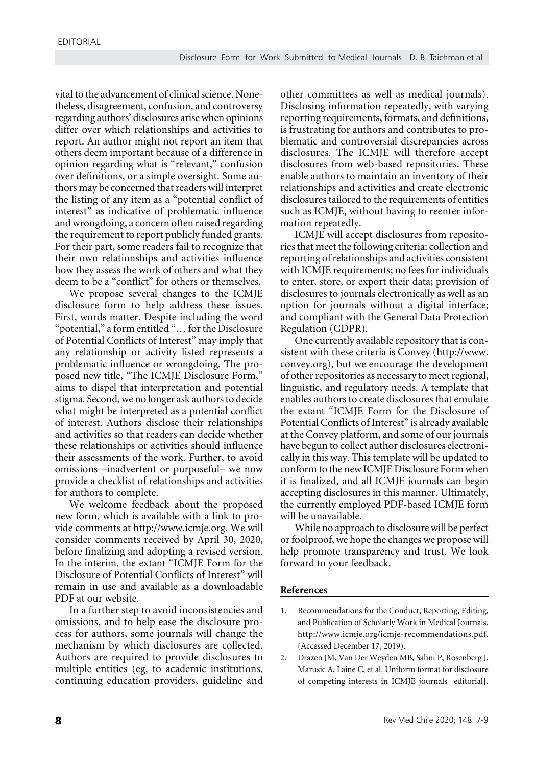vital to the advancement of clinical science. Nonetheless, disagreement, confusion, and controversy regarding authors' disclosures arise when opinions differ over which relationships and activities to report. An author might not report an item that others deem important because of a difference in opinion regarding what is "relevant," confusion over definitions, or a simple oversight. Some authors may be concerned that readers will interpret the listing of any item as a "potential conflict of interest" as indicative of problematic influence and wrongdoing, a concern often raised regarding the requirement to report publicly funded grants. For their part, some readers fail to recognize that their own relationships and activities influence how they assess the work of others and what they deem to be a "conflict" for others or themselves.

We propose several changes to the ICMJE disclosure form to help address these issues. First, words matter. Despite including the word "potential," a form entitled "… for the Disclosure of Potential Conflicts of Interest" may imply that any relationship or activity listed represents a problematic influence or wrongdoing. The proposed new title, "The ICMJE Disclosure Form," aims to dispel that interpretation and potential stigma. Second, we no longer ask authors to decide what might be interpreted as a potential conflict of interest. Authors disclose their relationships and activities so that readers can decide whether these relationships or activities should influence their assessments of the work. Further, to avoid omissions –inadvertent or purposeful– we now provide a checklist of relationships and activities for authors to complete.

We welcome feedback about the proposed new form, which is available with a link to provide comments at http://www.icmje.org. We will consider comments received by April 30, 2020, before finalizing and adopting a revised version. In the interim, the extant "ICMJE Form for the Disclosure of Potential Conflicts of Interest" will remain in use and available as a downloadable PDF at our website.

In a further step to avoid inconsistencies and omissions, and to help ease the disclosure process for authors, some journals will change the mechanism by which disclosures are collected. Authors are required to provide disclosures to multiple entities (eg, to academic institutions, continuing education providers, guideline and other committees as well as medical journals). Disclosing information repeatedly, with varying reporting requirements, formats, and definitions, is frustrating for authors and contributes to problematic and controversial discrepancies across disclosures. The ICMJE will therefore accept disclosures from web-based repositories. These enable authors to maintain an inventory of their relationships and activities and create electronic disclosures tailored to the requirements of entities such as ICMJE, without having to reenter information repeatedly.

ICMJE will accept disclosures from repositories that meet the following criteria: collection and reporting of relationships and activities consistent with ICMJE requirements; no fees for individuals to enter, store, or export their data; provision of disclosures to journals electronically as well as an option for journals without a digital interface; and compliant with the General Data Protection Regulation (GDPR).

One currently available repository that is consistent with these criteria is Convey (http://www.convey.org), but we encourage the development of other repositories as necessary to meet regional, linguistic, and regulatory needs. A template that enables authors to create disclosures that emulate the extant "ICMJE Form for the Disclosure of Potential Conflicts of Interest" is already available at the Convey platform, and some of our journals have begun to collect author disclosures electronically in this way. This template will be updated to conform to the new ICMJE Disclosure Form when it is finalized, and all ICMJE journals can begin accepting disclosures in this manner. Ultimately, the currently employed PDF-based ICMJE form will be unavailable.

While no approach to disclosure will be perfect or foolproof, we hope the changes we propose will help promote transparency and trust. We look forward to your feedback.

## References

1. Recommendations for the Conduct, Reporting, Editing, and Publication of Scholarly Work in Medical Journals. http://www.icmje.org/icmje-recommendations.pdf. (Accessed December 17, 2019).
2. Drazen JM, Van Der Weyden MB, Sahni P, Rosenberg J, Marusic A, Laine C, et al. Uniform format for disclosure of competing interests in ICMJE journals [editorial].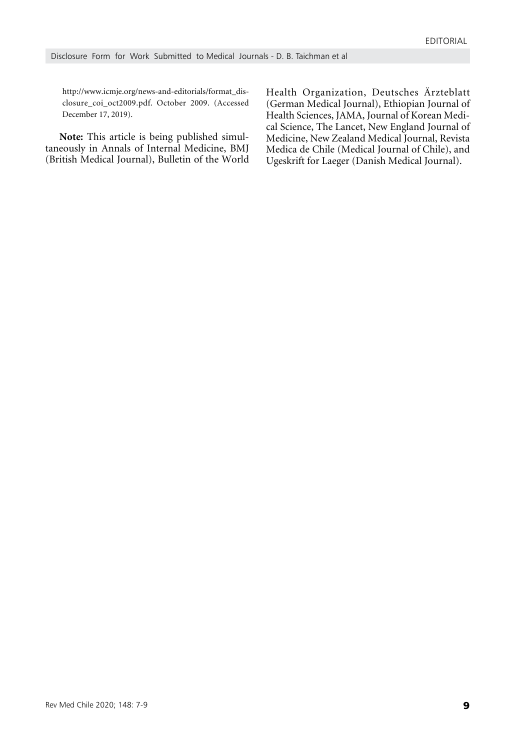http://www.icmje.org/news-and-editorials/format_disclosure_coi_oct2009.pdf. October 2009. (Accessed December 17, 2019).

**Note:** This article is being published simultaneously in Annals of Internal Medicine, BMJ (British Medical Journal), Bulletin of the World Health Organization, Deutsches Ärzteblatt (German Medical Journal), Ethiopian Journal of Health Sciences, JAMA, Journal of Korean Medical Science, The Lancet, New England Journal of Medicine, New Zealand Medical Journal, Revista Medica de Chile (Medical Journal of Chile), and Ugeskrift for Laeger (Danish Medical Journal).